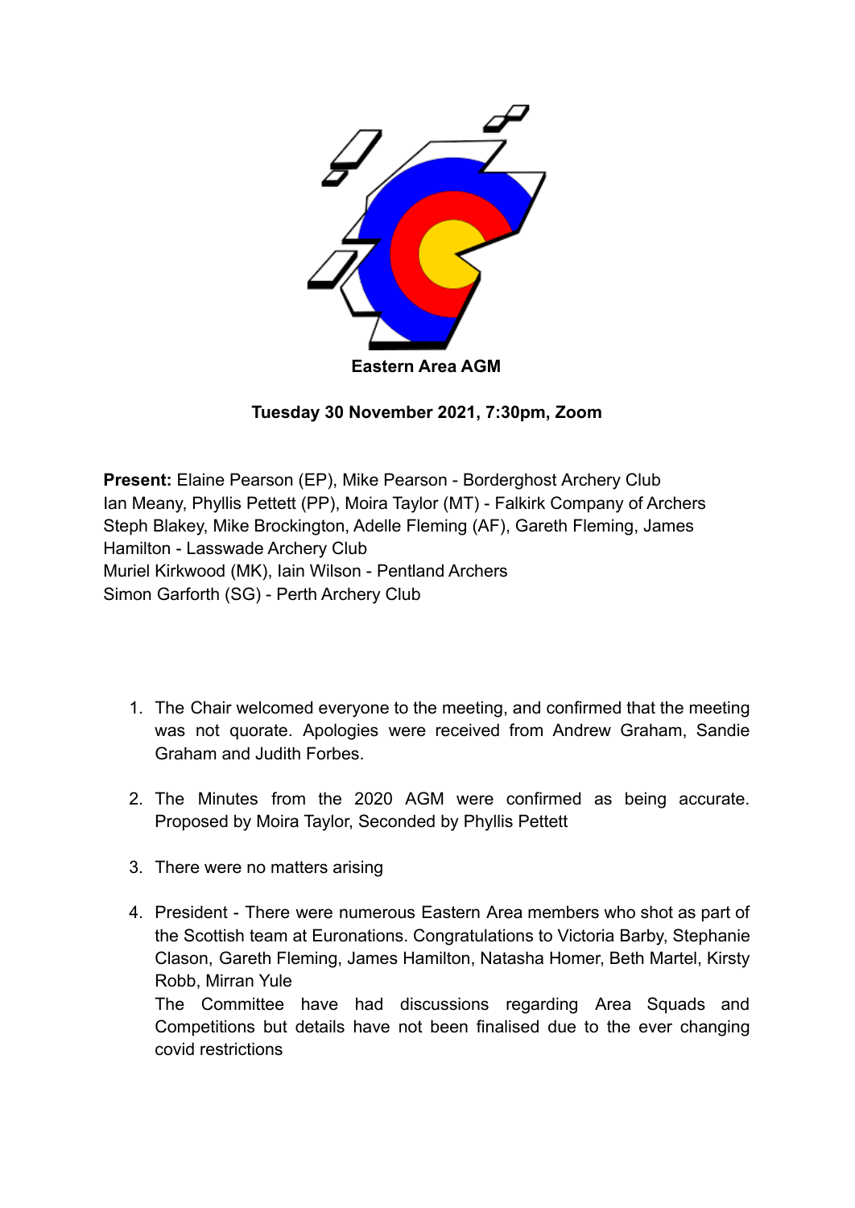# Eastern Area AGM

**Tuesday 30 November 2021, 7:30pm, Zoom**

**Present:** Elaine Pearson (EP), Mike Pearson - Borderghost Archery Club
Ian Meany, Phyllis Pettett (PP), Moira Taylor (MT) - Falkirk Company of Archers
Steph Blakey, Mike Brockington, Adelle Fleming (AF), Gareth Fleming, James Hamilton - Lasswade Archery Club
Muriel Kirkwood (MK), Iain Wilson - Pentland Archers
Simon Garforth (SG) - Perth Archery Club

1. The Chair welcomed everyone to the meeting, and confirmed that the meeting was not quorate. Apologies were received from Andrew Graham, Sandie Graham and Judith Forbes.

2. The Minutes from the 2020 AGM were confirmed as being accurate. Proposed by Moira Taylor, Seconded by Phyllis Pettett

3. There were no matters arising

4. President - There were numerous Eastern Area members who shot as part of the Scottish team at Euronations. Congratulations to Victoria Barby, Stephanie Clason, Gareth Fleming, James Hamilton, Natasha Homer, Beth Martel, Kirsty Robb, Mirran Yule
   The Committee have had discussions regarding Area Squads and Competitions but details have not been finalised due to the ever changing covid restrictions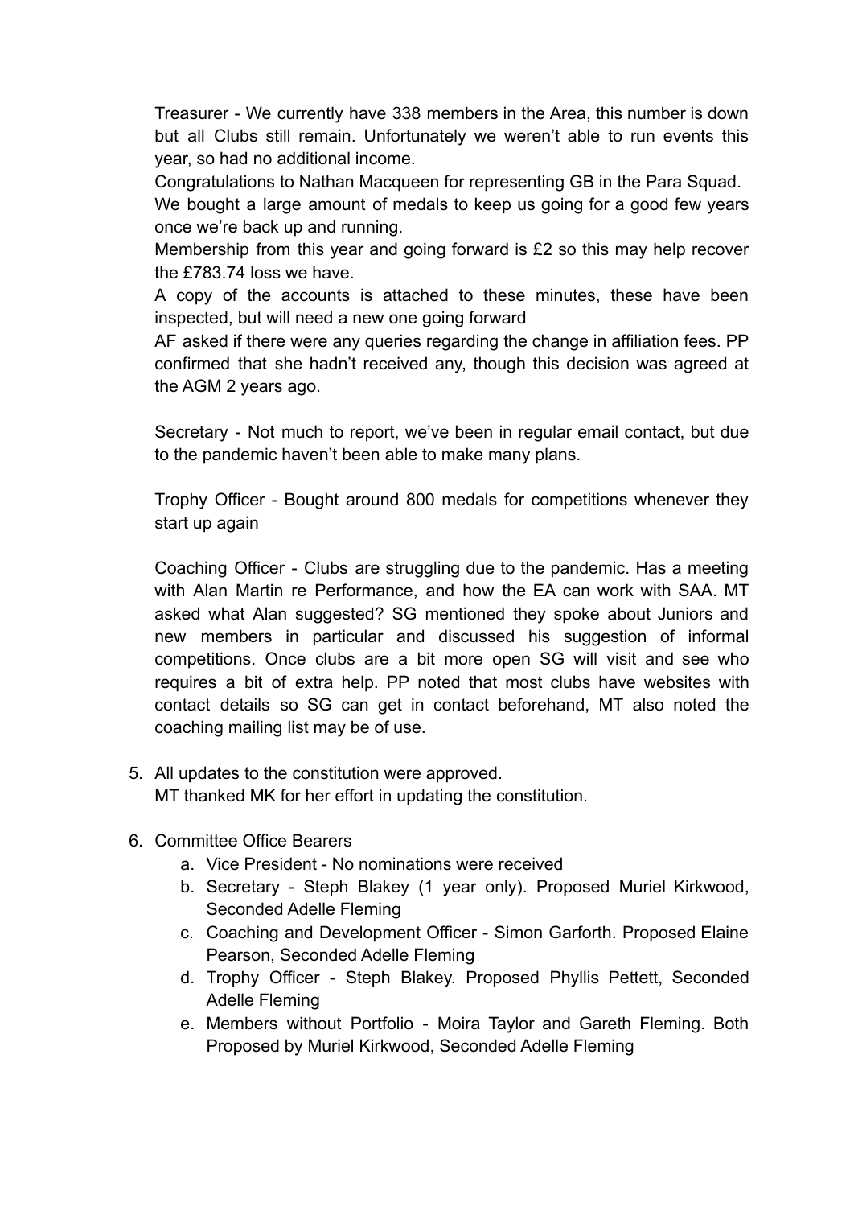Treasurer - We currently have 338 members in the Area, this number is down but all Clubs still remain. Unfortunately we weren't able to run events this year, so had no additional income.

Congratulations to Nathan Macqueen for representing GB in the Para Squad.

We bought a large amount of medals to keep us going for a good few years once we're back up and running.

Membership from this year and going forward is £2 so this may help recover the £783.74 loss we have.

A copy of the accounts is attached to these minutes, these have been inspected, but will need a new one going forward

AF asked if there were any queries regarding the change in affiliation fees. PP confirmed that she hadn't received any, though this decision was agreed at the AGM 2 years ago.

Secretary - Not much to report, we've been in regular email contact, but due to the pandemic haven't been able to make many plans.

Trophy Officer - Bought around 800 medals for competitions whenever they start up again

Coaching Officer - Clubs are struggling due to the pandemic. Has a meeting with Alan Martin re Performance, and how the EA can work with SAA. MT asked what Alan suggested? SG mentioned they spoke about Juniors and new members in particular and discussed his suggestion of informal competitions. Once clubs are a bit more open SG will visit and see who requires a bit of extra help. PP noted that most clubs have websites with contact details so SG can get in contact beforehand, MT also noted the coaching mailing list may be of use.

5. All updates to the constitution were approved.
   MT thanked MK for her effort in updating the constitution.

6. Committee Office Bearers
   a. Vice President - No nominations were received
   b. Secretary - Steph Blakey (1 year only). Proposed Muriel Kirkwood, Seconded Adelle Fleming
   c. Coaching and Development Officer - Simon Garforth. Proposed Elaine Pearson, Seconded Adelle Fleming
   d. Trophy Officer - Steph Blakey. Proposed Phyllis Pettett, Seconded Adelle Fleming
   e. Members without Portfolio - Moira Taylor and Gareth Fleming. Both Proposed by Muriel Kirkwood, Seconded Adelle Fleming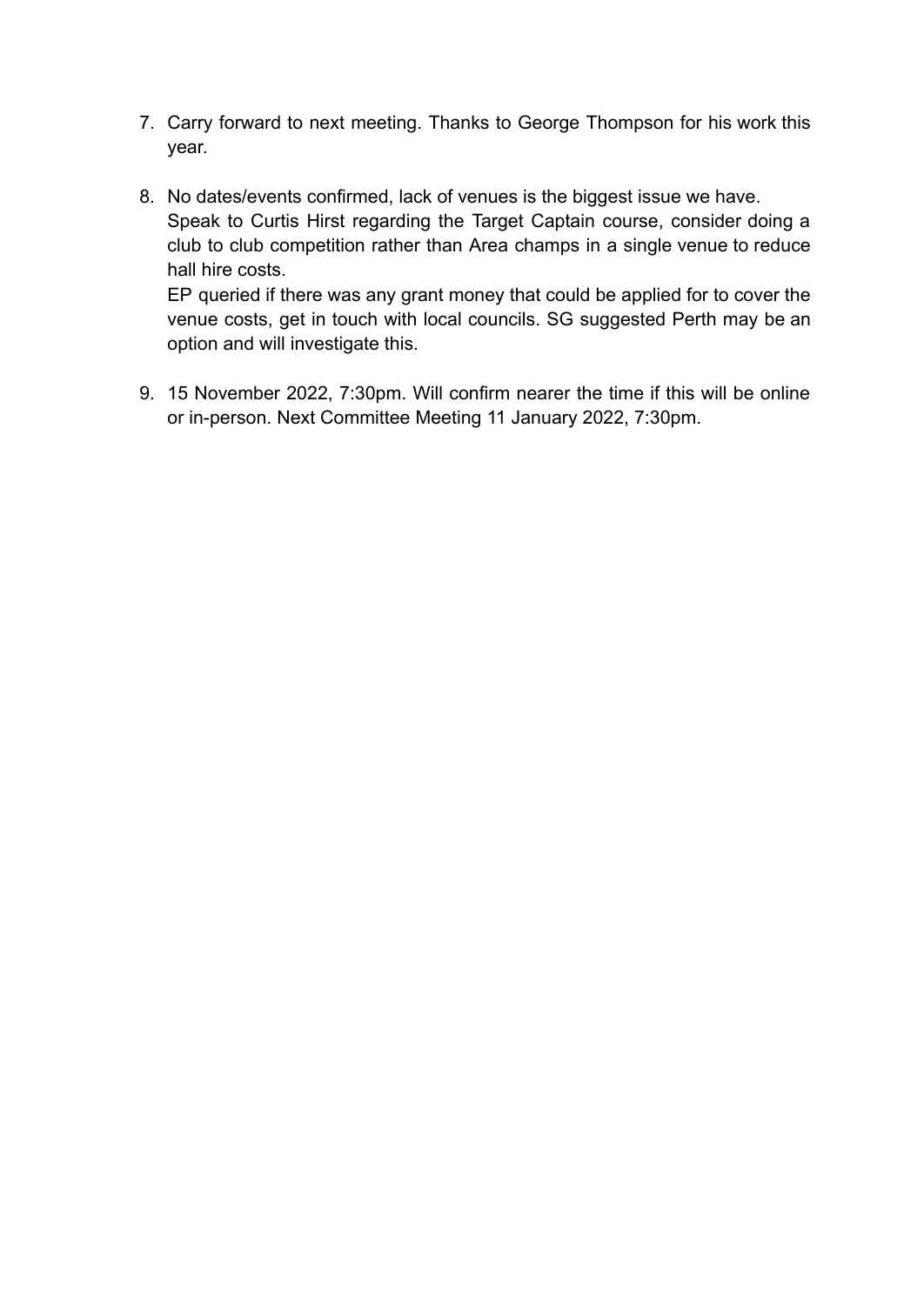7. Carry forward to next meeting. Thanks to George Thompson for his work this year.

8. No dates/events confirmed, lack of venues is the biggest issue we have.
   Speak to Curtis Hirst regarding the Target Captain course, consider doing a club to club competition rather than Area champs in a single venue to reduce hall hire costs.
   EP queried if there was any grant money that could be applied for to cover the venue costs, get in touch with local councils. SG suggested Perth may be an option and will investigate this.

9. 15 November 2022, 7:30pm. Will confirm nearer the time if this will be online or in-person. Next Committee Meeting 11 January 2022, 7:30pm.